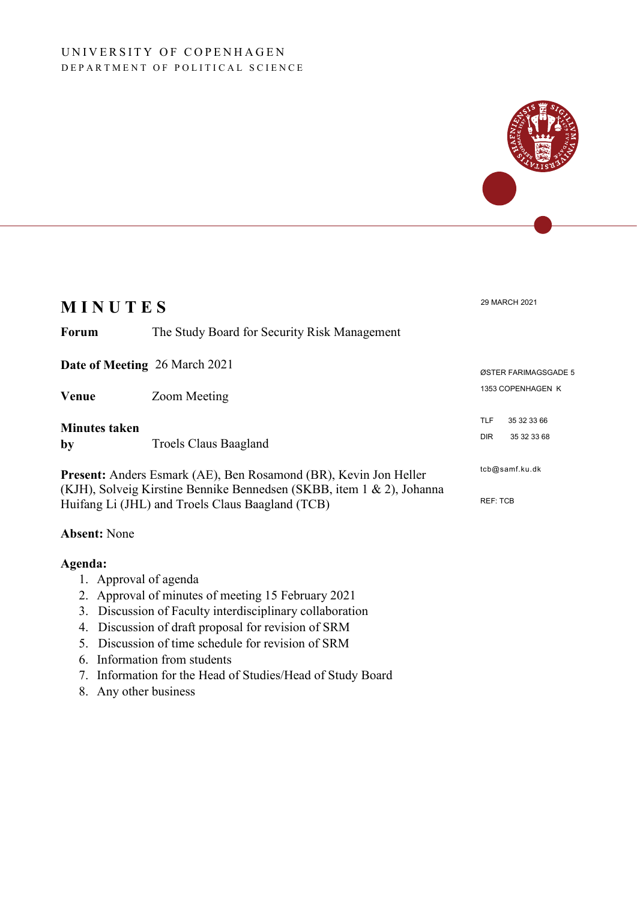UNIVERSITY OF COPENHAGEN
DEPARTMENT OF POLITICAL SCIENCE

# MINUTES

29 MARCH 2021

**Forum** The Study Board for Security Risk Management

**Date of Meeting** 26 March 2021

**Venue** Zoom Meeting

**Minutes taken by** Troels Claus Baagland

ØSTER FARIMAGSGADE 5
1353 COPENHAGEN K

TLF 35 32 33 66
DIR 35 32 33 68

tcb@samf.ku.dk

REF: TCB

**Present:** Anders Esmark (AE), Ben Rosamond (BR), Kevin Jon Heller (KJH), Solveig Kirstine Bennike Bennedsen (SKBB, item 1 & 2), Johanna Huifang Li (JHL) and Troels Claus Baagland (TCB)

**Absent:** None

**Agenda:**

1. Approval of agenda
2. Approval of minutes of meeting 15 February 2021
3. Discussion of Faculty interdisciplinary collaboration
4. Discussion of draft proposal for revision of SRM
5. Discussion of time schedule for revision of SRM
6. Information from students
7. Information for the Head of Studies/Head of Study Board
8. Any other business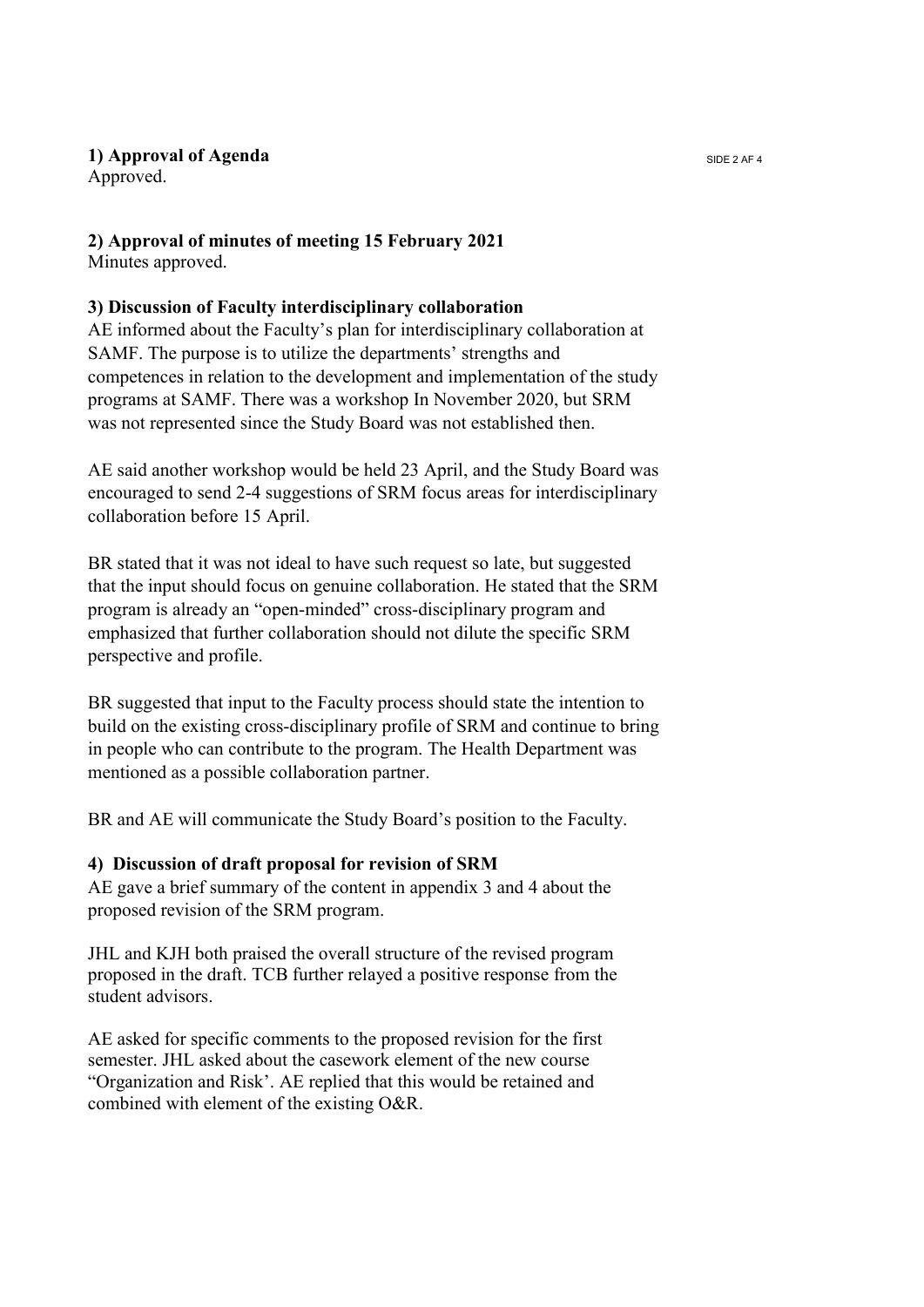**1) Approval of Agenda**
Approved.

**2) Approval of minutes of meeting 15 February 2021**
Minutes approved.

**3) Discussion of Faculty interdisciplinary collaboration**
AE informed about the Faculty's plan for interdisciplinary collaboration at SAMF. The purpose is to utilize the departments' strengths and competences in relation to the development and implementation of the study programs at SAMF. There was a workshop In November 2020, but SRM was not represented since the Study Board was not established then.

AE said another workshop would be held 23 April, and the Study Board was encouraged to send 2-4 suggestions of SRM focus areas for interdisciplinary collaboration before 15 April.

BR stated that it was not ideal to have such request so late, but suggested that the input should focus on genuine collaboration. He stated that the SRM program is already an "open-minded" cross-disciplinary program and emphasized that further collaboration should not dilute the specific SRM perspective and profile.

BR suggested that input to the Faculty process should state the intention to build on the existing cross-disciplinary profile of SRM and continue to bring in people who can contribute to the program. The Health Department was mentioned as a possible collaboration partner.

BR and AE will communicate the Study Board's position to the Faculty.

**4) Discussion of draft proposal for revision of SRM**
AE gave a brief summary of the content in appendix 3 and 4 about the proposed revision of the SRM program.

JHL and KJH both praised the overall structure of the revised program proposed in the draft. TCB further relayed a positive response from the student advisors.

AE asked for specific comments to the proposed revision for the first semester. JHL asked about the casework element of the new course "Organization and Risk'. AE replied that this would be retained and combined with element of the existing O&R.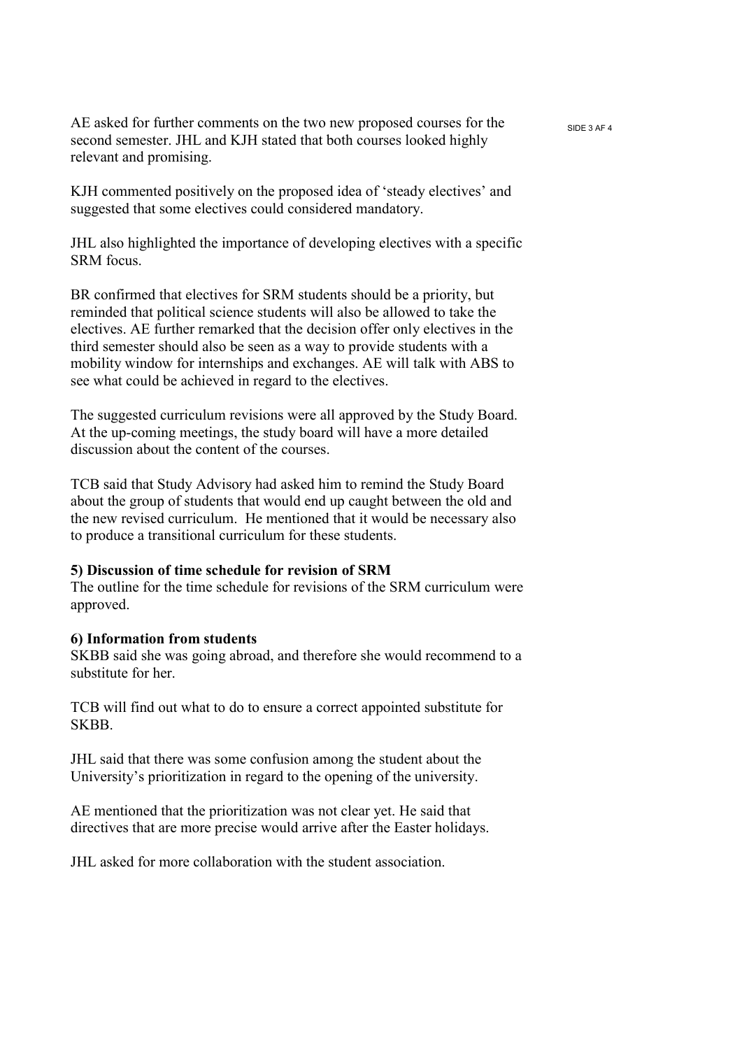AE asked for further comments on the two new proposed courses for the second semester. JHL and KJH stated that both courses looked highly relevant and promising.

KJH commented positively on the proposed idea of 'steady electives' and suggested that some electives could considered mandatory.

JHL also highlighted the importance of developing electives with a specific SRM focus.

BR confirmed that electives for SRM students should be a priority, but reminded that political science students will also be allowed to take the electives. AE further remarked that the decision offer only electives in the third semester should also be seen as a way to provide students with a mobility window for internships and exchanges. AE will talk with ABS to see what could be achieved in regard to the electives.

The suggested curriculum revisions were all approved by the Study Board. At the up-coming meetings, the study board will have a more detailed discussion about the content of the courses.

TCB said that Study Advisory had asked him to remind the Study Board about the group of students that would end up caught between the old and the new revised curriculum. He mentioned that it would be necessary also to produce a transitional curriculum for these students.

**5) Discussion of time schedule for revision of SRM**

The outline for the time schedule for revisions of the SRM curriculum were approved.

**6) Information from students**

SKBB said she was going abroad, and therefore she would recommend to a substitute for her.

TCB will find out what to do to ensure a correct appointed substitute for SKBB.

JHL said that there was some confusion among the student about the University's prioritization in regard to the opening of the university.

AE mentioned that the prioritization was not clear yet. He said that directives that are more precise would arrive after the Easter holidays.

JHL asked for more collaboration with the student association.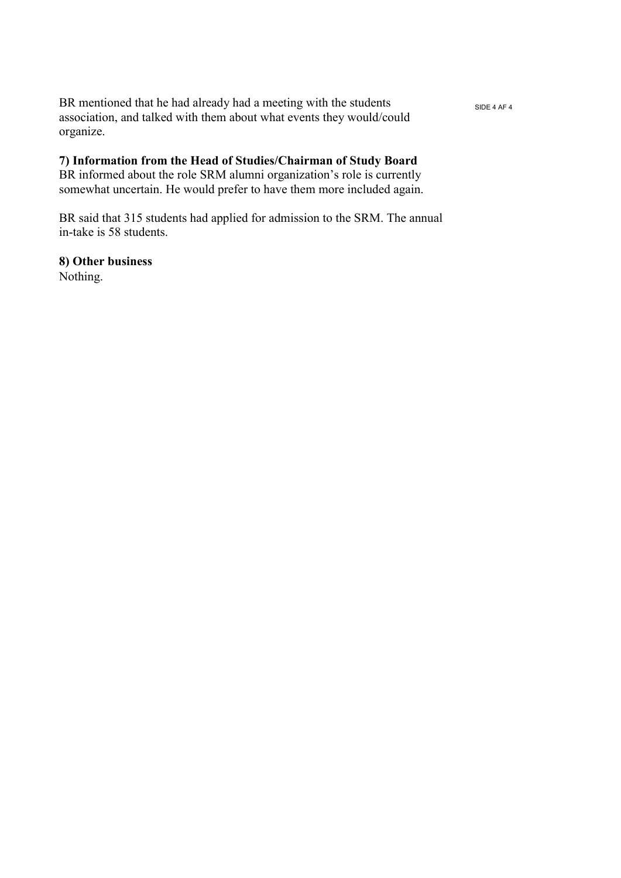BR mentioned that he had already had a meeting with the students association, and talked with them about what events they would/could organize.

**7) Information from the Head of Studies/Chairman of Study Board**

BR informed about the role SRM alumni organization's role is currently somewhat uncertain. He would prefer to have them more included again.

BR said that 315 students had applied for admission to the SRM. The annual in-take is 58 students.

**8) Other business**

Nothing.